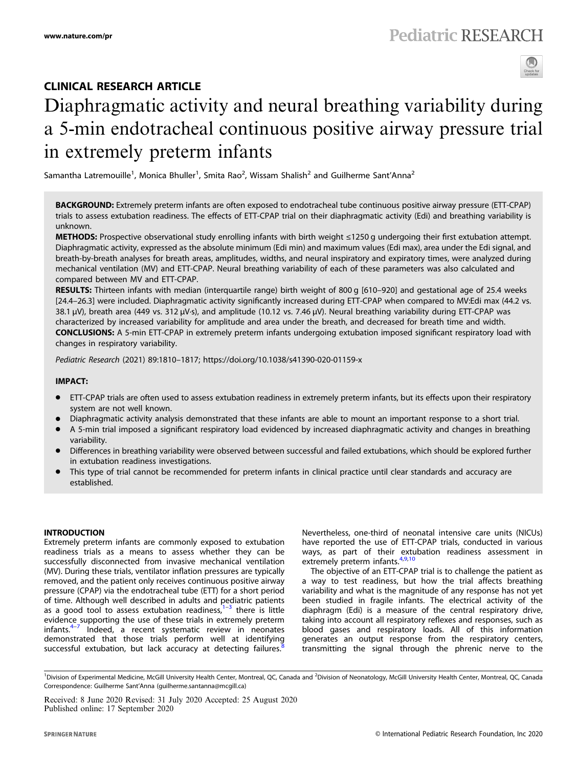## CLINICAL RESEARCH ARTICLE

# Diaphragmatic activity and neural breathing variability during a 5-min endotracheal continuous positive airway pressure trial in extremely preterm infants

Samantha Latremouille[1], Monica Bhuller[1], Smita Rao[2], Wissam Shalish[2] and Guilherme Sant'Anna[2]

**BACKGROUND:** Extremely preterm infants are often exposed to endotracheal tube continuous positive airway pressure (ETT-CPAP) trials to assess extubation readiness. The effects of ETT-CPAP trial on their diaphragmatic activity (Edi) and breathing variability is unknown.

**METHODS:** Prospective observational study enrolling infants with birth weight ≤1250 g undergoing their first extubation attempt. Diaphragmatic activity, expressed as the absolute minimum (Edi min) and maximum values (Edi max), area under the Edi signal, and breath-by-breath analyses for breath areas, amplitudes, widths, and neural inspiratory and expiratory times, were analyzed during mechanical ventilation (MV) and ETT-CPAP. Neural breathing variability of each of these parameters was also calculated and compared between MV and ETT-CPAP.

**RESULTS:** Thirteen infants with median (interquartile range) birth weight of 800 g [610–920] and gestational age of 25.4 weeks [24.4–26.3] were included. Diaphragmatic activity significantly increased during ETT-CPAP when compared to MV:Edi max (44.2 vs. 38.1 μV), breath area (449 vs. 312 μV·s), and amplitude (10.12 vs. 7.46 μV). Neural breathing variability during ETT-CPAP was characterized by increased variability for amplitude and area under the breath, and decreased for breath time and width.

**CONCLUSIONS:** A 5-min ETT-CPAP in extremely preterm infants undergoing extubation imposed significant respiratory load with changes in respiratory variability.

*Pediatric Research* (2021) 89:1810–1817; https://doi.org/10.1038/s41390-020-01159-x

### IMPACT:

- ETT-CPAP trials are often used to assess extubation readiness in extremely preterm infants, but its effects upon their respiratory system are not well known.
- Diaphragmatic activity analysis demonstrated that these infants are able to mount an important response to a short trial.
- A 5-min trial imposed a significant respiratory load evidenced by increased diaphragmatic activity and changes in breathing variability.
- Differences in breathing variability were observed between successful and failed extubations, which should be explored further in extubation readiness investigations.
- This type of trial cannot be recommended for preterm infants in clinical practice until clear standards and accuracy are established.

## INTRODUCTION

Extremely preterm infants are commonly exposed to extubation readiness trials as a means to assess whether they can be successfully disconnected from invasive mechanical ventilation (MV). During these trials, ventilator inflation pressures are typically removed, and the patient only receives continuous positive airway pressure (CPAP) via the endotracheal tube (ETT) for a short period of time. Although well described in adults and pediatric patients as a good tool to assess extubation readiness,[1–3] there is little evidence supporting the use of these trials in extremely preterm infants.[4–7] Indeed, a recent systematic review in neonates demonstrated that those trials perform well at identifying successful extubation, but lack accuracy at detecting failures.[8] Nevertheless, one-third of neonatal intensive care units (NICUs) have reported the use of ETT-CPAP trials, conducted in various ways, as part of their extubation readiness assessment in extremely preterm infants.[4,9,10]

The objective of an ETT-CPAP trial is to challenge the patient as a way to test readiness, but how the trial affects breathing variability and what is the magnitude of any response has not yet been studied in fragile infants. The electrical activity of the diaphragm (Edi) is a measure of the central respiratory drive, taking into account all respiratory reflexes and responses, such as blood gases and respiratory loads. All of this information generates an output response from the respiratory centers, transmitting the signal through the phrenic nerve to the

[1]Division of Experimental Medicine, McGill University Health Center, Montreal, QC, Canada and [2]Division of Neonatology, McGill University Health Center, Montreal, QC, Canada
Correspondence: Guilherme Sant'Anna (guilherme.santanna@mcgill.ca)

Received: 8 June 2020 Revised: 31 July 2020 Accepted: 25 August 2020
Published online: 17 September 2020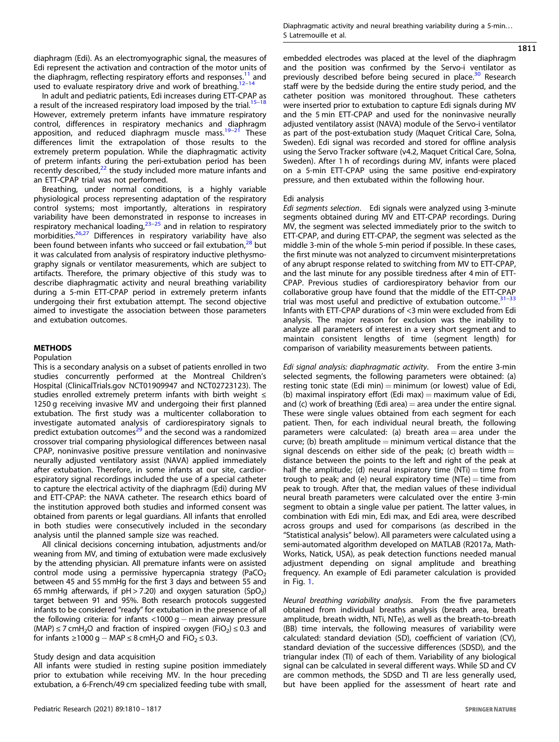diaphragm (Edi). As an electromyographic signal, the measures of Edi represent the activation and contraction of the motor units of the diaphragm, reflecting respiratory efforts and responses.[11] and used to evaluate respiratory drive and work of breathing.[12–14]

In adult and pediatric patients, Edi increases during ETT-CPAP as a result of the increased respiratory load imposed by the trial.[15–18] However, extremely preterm infants have immature respiratory control, differences in respiratory mechanics and diaphragm apposition, and reduced diaphragm muscle mass.[19–21] These differences limit the extrapolation of those results to the extremely preterm population. While the diaphragmatic activity of preterm infants during the peri-extubation period has been recently described,[22] the study included more mature infants and an ETT-CPAP trial was not performed.

Breathing, under normal conditions, is a highly variable physiological process representing adaptation of the respiratory control systems; most importantly, alterations in respiratory variability have been demonstrated in response to increases in respiratory mechanical loading,[23–25] and in relation to respiratory morbidities.[26,27] Differences in respiratory variability have also been found between infants who succeed or fail extubation,[28] but it was calculated from analysis of respiratory inductive plethysmography signals or ventilator measurements, which are subject to artifacts. Therefore, the primary objective of this study was to describe diaphragmatic activity and neural breathing variability during a 5-min ETT-CPAP period in extremely preterm infants undergoing their first extubation attempt. The second objective aimed to investigate the association between those parameters and extubation outcomes.

## METHODS

### Population

This is a secondary analysis on a subset of patients enrolled in two studies concurrently performed at the Montreal Children's Hospital (ClinicalTrials.gov NCT01909947 and NCT02723123). The studies enrolled extremely preterm infants with birth weight ≤ 1250 g receiving invasive MV and undergoing their first planned extubation. The first study was a multicenter collaboration to investigate automated analysis of cardiorespiratory signals to predict extubation outcomes[29] and the second was a randomized crossover trial comparing physiological differences between nasal CPAP, noninvasive positive pressure ventilation and noninvasive neurally adjusted ventilatory assist (NAVA) applied immediately after extubation. Therefore, in some infants at our site, cardiorespiratory signal recordings included the use of a special catheter to capture the electrical activity of the diaphragm (Edi) during MV and ETT-CPAP: the NAVA catheter. The research ethics board of the institution approved both studies and informed consent was obtained from parents or legal guardians. All infants that enrolled in both studies were consecutively included in the secondary analysis until the planned sample size was reached.

All clinical decisions concerning intubation, adjustments and/or weaning from MV, and timing of extubation were made exclusively by the attending physician. All premature infants were on assisted control mode using a permissive hypercapnia strategy ($PaCO_2$ between 45 and 55 mmHg for the first 3 days and between 55 and 65 mmHg afterwards, if pH > 7.20) and oxygen saturation ($SpO_2$) target between 91 and 95%. Both research protocols suggested infants to be considered "ready" for extubation in the presence of all the following criteria: for infants <1000 g − mean airway pressure (MAP) ≤ 7 $cmH_2O$ and fraction of inspired oxygen ($FiO_2$) ≤ 0.3 and for infants ≥1000 g − MAP ≤ 8 $cmH_2O$ and $FiO_2$ ≤ 0.3.

### Study design and data acquisition

All infants were studied in resting supine position immediately prior to extubation while receiving MV. In the hour preceding extubation, a 6-French/49 cm specialized feeding tube with small, embedded electrodes was placed at the level of the diaphragm and the position was confirmed by the Servo-i ventilator as previously described before being secured in place.[30] Research staff were by the bedside during the entire study period, and the catheter position was monitored throughout. These catheters were inserted prior to extubation to capture Edi signals during MV and the 5 min ETT-CPAP and used for the noninvasive neurally adjusted ventilatory assist (NAVA) module of the Servo-i ventilator as part of the post-extubation study (Maquet Critical Care, Solna, Sweden). Edi signal was recorded and stored for offline analysis using the Servo Tracker software (v4.2, Maquet Critical Care, Solna, Sweden). After 1 h of recordings during MV, infants were placed on a 5-min ETT-CPAP using the same positive end-expiratory pressure, and then extubated within the following hour.

### Edi analysis

*Edi segments selection*. Edi signals were analyzed using 3-minute segments obtained during MV and ETT-CPAP recordings. During MV, the segment was selected immediately prior to the switch to ETT-CPAP, and during ETT-CPAP, the segment was selected as the middle 3-min of the whole 5-min period if possible. In these cases, the first minute was not analyzed to circumvent misinterpretations of any abrupt response related to switching from MV to ETT-CPAP, and the last minute for any possible tiredness after 4 min of ETT-CPAP. Previous studies of cardiorespiratory behavior from our collaborative group have found that the middle of the ETT-CPAP trial was most useful and predictive of extubation outcome.[31–33] Infants with ETT-CPAP durations of <3 min were excluded from Edi analysis. The major reason for exclusion was the inability to analyze all parameters of interest in a very short segment and to maintain consistent lengths of time (segment length) for comparison of variability measurements between patients.

*Edi signal analysis: diaphragmatic activity*. From the entire 3-min selected segments, the following parameters were obtained: (a) resting tonic state (Edi min) = minimum (or lowest) value of Edi, (b) maximal inspiratory effort (Edi max) = maximum value of Edi, and (c) work of breathing (Edi area) = area under the entire signal. These were single values obtained from each segment for each patient. Then, for each individual neural breath, the following parameters were calculated: (a) breath area = area under the curve; (b) breath amplitude = minimum vertical distance that the signal descends on either side of the peak; (c) breath width = distance between the points to the left and right of the peak at half the amplitude; (d) neural inspiratory time (NTi) = time from trough to peak; and (e) neural expiratory time (NTe) = time from peak to trough. After that, the median values of these individual neural breath parameters were calculated over the entire 3-min segment to obtain a single value per patient. The latter values, in combination with Edi min, Edi max, and Edi area, were described across groups and used for comparisons (as described in the "Statistical analysis" below). All parameters were calculated using a semi-automated algorithm developed on MATLAB (R2017a, MathWorks, Natick, USA), as peak detection functions needed manual adjustment depending on signal amplitude and breathing frequency. An example of Edi parameter calculation is provided in Fig. 1.

*Neural breathing variability analysis*. From the five parameters obtained from individual breaths analysis (breath area, breath amplitude, breath width, NTi, NTe), as well as the breath-to-breath (BB) time intervals, the following measures of variability were calculated: standard deviation (SD), coefficient of variation (CV), standard deviation of the successive differences (SDSD), and the triangular index (TI) of each of them. Variability of any biological signal can be calculated in several different ways. While SD and CV are common methods, the SDSD and TI are less generally used, but have been applied for the assessment of heart rate and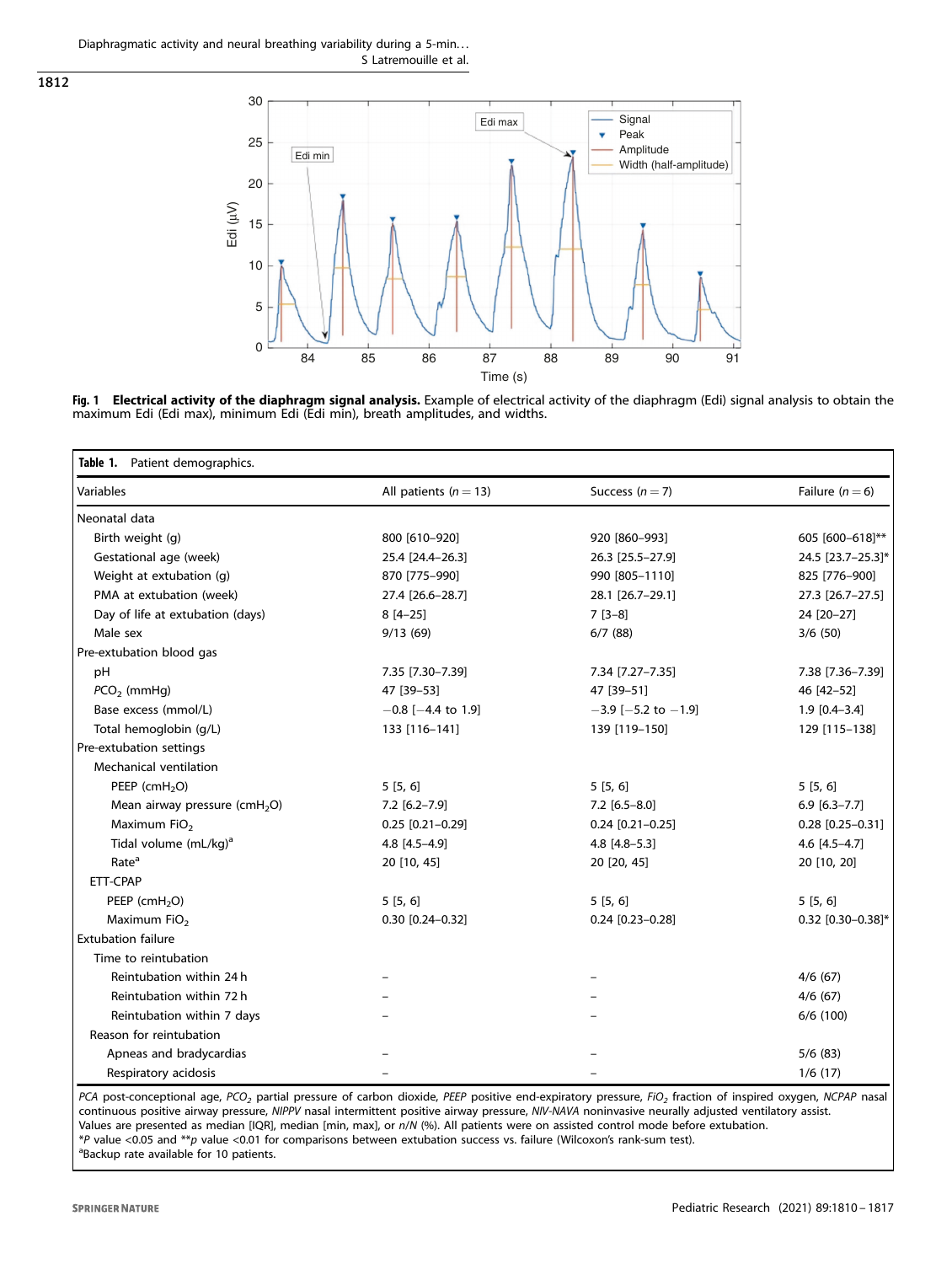Fig. 1 **Electrical activity of the diaphragm signal analysis.** Example of electrical activity of the diaphragm (Edi) signal analysis to obtain the maximum Edi (Edi max), minimum Edi (Edi min), breath amplitudes, and widths.

**Table 1.** Patient demographics.

| Variables | All patients ($n = 13$) | Success ($n = 7$) | Failure ($n = 6$) |
|---|---|---|---|
| Neonatal data | | | |
| Birth weight (g) | 800 [610–920] | 920 [860–993] | 605 [600–618]** |
| Gestational age (week) | 25.4 [24.4–26.3] | 26.3 [25.5–27.9] | 24.5 [23.7–25.3]* |
| Weight at extubation (g) | 870 [775–990] | 990 [805–1110] | 825 [776–900] |
| PMA at extubation (week) | 27.4 [26.6–28.7] | 28.1 [26.7–29.1] | 27.3 [26.7–27.5] |
| Day of life at extubation (days) | 8 [4–25] | 7 [3–8] | 24 [20–27] |
| Male sex | 9/13 (69) | 6/7 (88) | 3/6 (50) |
| Pre-extubation blood gas | | | |
| pH | 7.35 [7.30–7.39] | 7.34 [7.27–7.35] | 7.38 [7.36–7.39] |
| $PCO_2$ (mmHg) | 47 [39–53] | 47 [39–51] | 46 [42–52] |
| Base excess (mmol/L) | −0.8 [−4.4 to 1.9] | −3.9 [−5.2 to −1.9] | 1.9 [0.4–3.4] |
| Total hemoglobin (g/L) | 133 [116–141] | 139 [119–150] | 129 [115–138] |
| Pre-extubation settings | | | |
| Mechanical ventilation | | | |
| PEEP ($cmH_2O$) | 5 [5, 6] | 5 [5, 6] | 5 [5, 6] |
| Mean airway pressure ($cmH_2O$) | 7.2 [6.2–7.9] | 7.2 [6.5–8.0] | 6.9 [6.3–7.7] |
| Maximum $FiO_2$ | 0.25 [0.21–0.29] | 0.24 [0.21–0.25] | 0.28 [0.25–0.31] |
| Tidal volume (mL/kg)[a] | 4.8 [4.5–4.9] | 4.8 [4.8–5.3] | 4.6 [4.5–4.7] |
| Rate[a] | 20 [10, 45] | 20 [20, 45] | 20 [10, 20] |
| ETT-CPAP | | | |
| PEEP ($cmH_2O$) | 5 [5, 6] | 5 [5, 6] | 5 [5, 6] |
| Maximum $FiO_2$ | 0.30 [0.24–0.32] | 0.24 [0.23–0.28] | 0.32 [0.30–0.38]* |
| Extubation failure | | | |
| Time to reintubation | | | |
| Reintubation within 24 h | – | – | 4/6 (67) |
| Reintubation within 72 h | – | – | 4/6 (67) |
| Reintubation within 7 days | – | – | 6/6 (100) |
| Reason for reintubation | | | |
| Apneas and bradycardias | – | – | 5/6 (83) |
| Respiratory acidosis | – | – | 1/6 (17) |

*PCA* post-conceptional age, $PCO_2$ partial pressure of carbon dioxide, *PEEP* positive end-expiratory pressure, $FiO_2$ fraction of inspired oxygen, *NCPAP* nasal continuous positive airway pressure, *NIPPV* nasal intermittent positive airway pressure, *NIV-NAVA* noninvasive neurally adjusted ventilatory assist.
Values are presented as median [IQR], median [min, max], or *n*/*N* (%). All patients were on assisted control mode before extubation.
\**P* value <0.05 and \*\**p* value <0.01 for comparisons between extubation success vs. failure (Wilcoxon's rank-sum test).
[a]Backup rate available for 10 patients.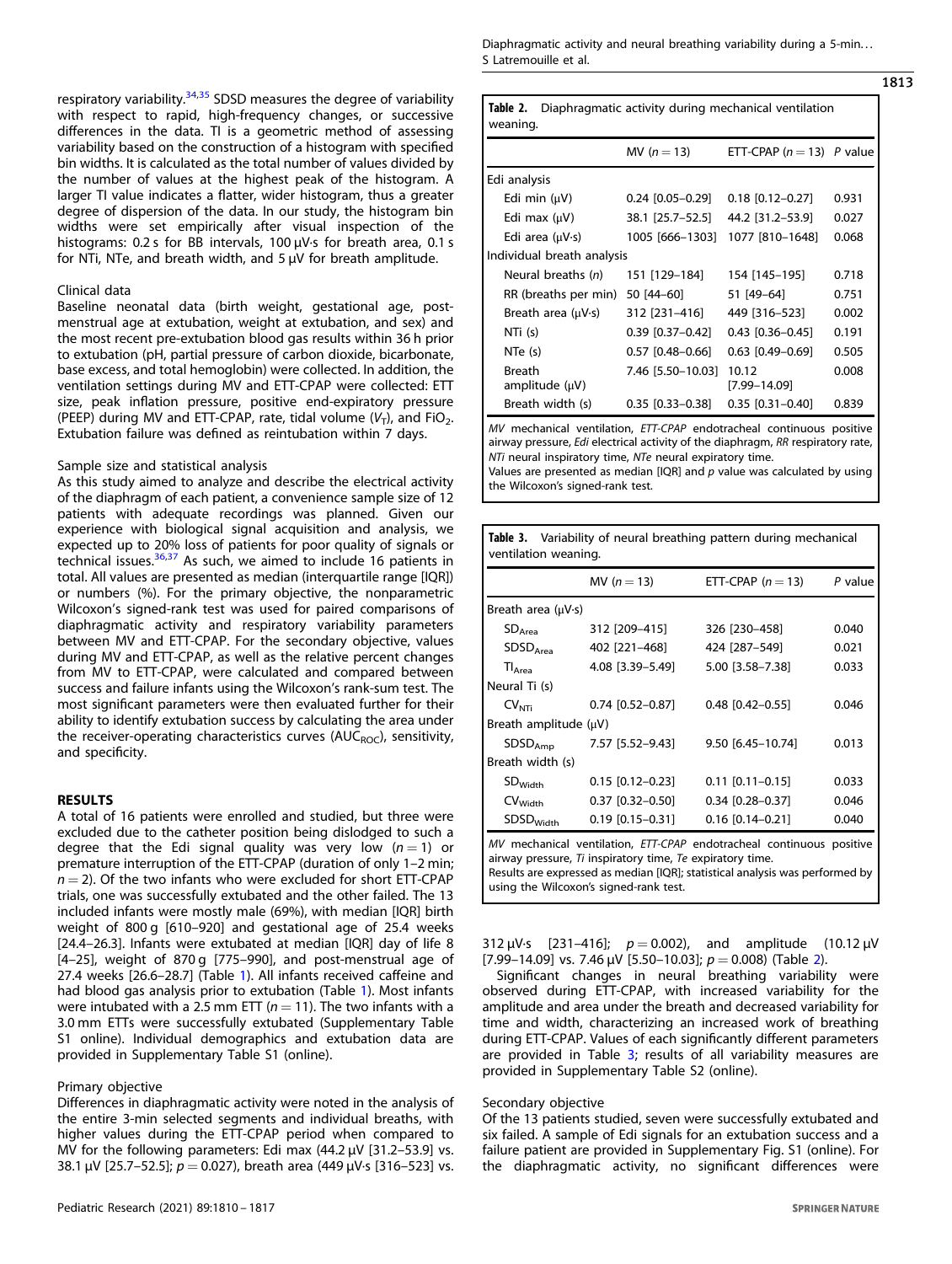respiratory variability.[34,35] SDSD measures the degree of variability with respect to rapid, high-frequency changes, or successive differences in the data. TI is a geometric method of assessing variability based on the construction of a histogram with specified bin widths. It is calculated as the total number of values divided by the number of values at the highest peak of the histogram. A larger TI value indicates a flatter, wider histogram, thus a greater degree of dispersion of the data. In our study, the histogram bin widths were set empirically after visual inspection of the histograms: 0.2 s for BB intervals, 100 µV·s for breath area, 0.1 s for NTi, NTe, and breath width, and 5 µV for breath amplitude.

### Clinical data

Baseline neonatal data (birth weight, gestational age, postmenstrual age at extubation, weight at extubation, and sex) and the most recent pre-extubation blood gas results within 36 h prior to extubation (pH, partial pressure of carbon dioxide, bicarbonate, base excess, and total hemoglobin) were collected. In addition, the ventilation settings during MV and ETT-CPAP were collected: ETT size, peak inflation pressure, positive end-expiratory pressure (PEEP) during MV and ETT-CPAP, rate, tidal volume ($V_T$), and $FiO_2$. Extubation failure was defined as reintubation within 7 days.

### Sample size and statistical analysis

As this study aimed to analyze and describe the electrical activity of the diaphragm of each patient, a convenience sample size of 12 patients with adequate recordings was planned. Given our experience with biological signal acquisition and analysis, we expected up to 20% loss of patients for poor quality of signals or technical issues.[36,37] As such, we aimed to include 16 patients in total. All values are presented as median (interquartile range [IQR]) or numbers (%). For the primary objective, the nonparametric Wilcoxon's signed-rank test was used for paired comparisons of diaphragmatic activity and respiratory variability parameters between MV and ETT-CPAP. For the secondary objective, values during MV and ETT-CPAP, as well as the relative percent changes from MV to ETT-CPAP, were calculated and compared between success and failure infants using the Wilcoxon's rank-sum test. The most significant parameters were then evaluated further for their ability to identify extubation success by calculating the area under the receiver-operating characteristics curves ($AUC_{ROC}$), sensitivity, and specificity.

## RESULTS

A total of 16 patients were enrolled and studied, but three were excluded due to the catheter position being dislodged to such a degree that the Edi signal quality was very low ($n = 1$) or premature interruption of the ETT-CPAP (duration of only 1–2 min; $n = 2$). Of the two infants who were excluded for short ETT-CPAP trials, one was successfully extubated and the other failed. The 13 included infants were mostly male (69%), with median [IQR] birth weight of 800 g [610–920] and gestational age of 25.4 weeks [24.4–26.3]. Infants were extubated at median [IQR] day of life 8 [4–25], weight of 870 g [775–990], and post-menstrual age of 27.4 weeks [26.6–28.7] (Table 1). All infants received caffeine and had blood gas analysis prior to extubation (Table 1). Most infants were intubated with a 2.5 mm ETT ($n = 11$). The two infants with a 3.0 mm ETTs were successfully extubated (Supplementary Table S1 online). Individual demographics and extubation data are provided in Supplementary Table S1 (online).

### Primary objective

Differences in diaphragmatic activity were noted in the analysis of the entire 3-min selected segments and individual breaths, with higher values during the ETT-CPAP period when compared to MV for the following parameters: Edi max (44.2 µV [31.2–53.9] vs. 38.1 µV [25.7–52.5]; $p = 0.027$), breath area (449 µV·s [316–523] vs. 312 µV·s [231–416]; $p = 0.002$), and amplitude (10.12 µV [7.99–14.09] vs. 7.46 µV [5.50–10.03]; $p = 0.008$) (Table 2).

Significant changes in neural breathing variability were observed during ETT-CPAP, with increased variability for the amplitude and area under the breath and decreased variability for time and width, characterizing an increased work of breathing during ETT-CPAP. Values of each significantly different parameters are provided in Table 3; results of all variability measures are provided in Supplementary Table S2 (online).

### Secondary objective

Of the 13 patients studied, seven were successfully extubated and six failed. A sample of Edi signals for an extubation success and a failure patient are provided in Supplementary Fig. S1 (online). For the diaphragmatic activity, no significant differences were

**Table 2.** Diaphragmatic activity during mechanical ventilation weaning.

| | MV ($n = 13$) | ETT-CPAP ($n = 13$) | P value |
|---|---|---|---|
| Edi analysis | | | |
| Edi min (µV) | 0.24 [0.05–0.29] | 0.18 [0.12–0.27] | 0.931 |
| Edi max (µV) | 38.1 [25.7–52.5] | 44.2 [31.2–53.9] | 0.027 |
| Edi area (µV·s) | 1005 [666–1303] | 1077 [810–1648] | 0.068 |
| Individual breath analysis | | | |
| Neural breaths (n) | 151 [129–184] | 154 [145–195] | 0.718 |
| RR (breaths per min) | 50 [44–60] | 51 [49–64] | 0.751 |
| Breath area (µV·s) | 312 [231–416] | 449 [316–523] | 0.002 |
| NTi (s) | 0.39 [0.37–0.42] | 0.43 [0.36–0.45] | 0.191 |
| NTe (s) | 0.57 [0.48–0.66] | 0.63 [0.49–0.69] | 0.505 |
| Breath amplitude (µV) | 7.46 [5.50–10.03] | 10.12 [7.99–14.09] | 0.008 |
| Breath width (s) | 0.35 [0.33–0.38] | 0.35 [0.31–0.40] | 0.839 |

*MV* mechanical ventilation, *ETT-CPAP* endotracheal continuous positive airway pressure, *Edi* electrical activity of the diaphragm, *RR* respiratory rate, *NTi* neural inspiratory time, *NTe* neural expiratory time.
Values are presented as median [IQR] and *p* value was calculated by using the Wilcoxon's signed-rank test.

**Table 3.** Variability of neural breathing pattern during mechanical ventilation weaning.

| | MV ($n = 13$) | ETT-CPAP ($n = 13$) | P value |
|---|---|---|---|
| Breath area (µV·s) | | | |
| $SD_{Area}$ | 312 [209–415] | 326 [230–458] | 0.040 |
| $SDSD_{Area}$ | 402 [221–468] | 424 [287–549] | 0.021 |
| $TI_{Area}$ | 4.08 [3.39–5.49] | 5.00 [3.58–7.38] | 0.033 |
| Neural Ti (s) | | | |
| $CV_{NTi}$ | 0.74 [0.52–0.87] | 0.48 [0.42–0.55] | 0.046 |
| Breath amplitude (µV) | | | |
| $SDSD_{Amp}$ | 7.57 [5.52–9.43] | 9.50 [6.45–10.74] | 0.013 |
| Breath width (s) | | | |
| $SD_{Width}$ | 0.15 [0.12–0.23] | 0.11 [0.11–0.15] | 0.033 |
| $CV_{Width}$ | 0.37 [0.32–0.50] | 0.34 [0.28–0.37] | 0.046 |
| $SDSD_{Width}$ | 0.19 [0.15–0.31] | 0.16 [0.14–0.21] | 0.040 |

*MV* mechanical ventilation, *ETT-CPAP* endotracheal continuous positive airway pressure, *Ti* inspiratory time, *Te* expiratory time.
Results are expressed as median [IQR]; statistical analysis was performed by using the Wilcoxon's signed-rank test.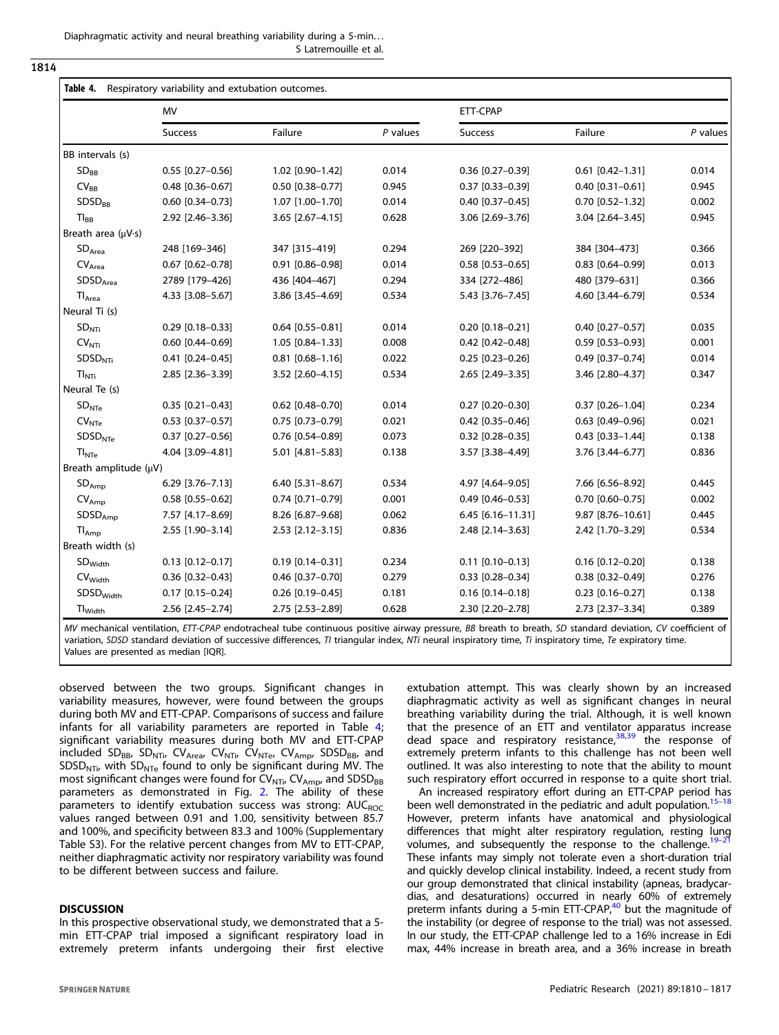**Table 4.** Respiratory variability and extubation outcomes.

| | MV | | | ETT-CPAP | | |
|---|---|---|---|---|---|---|
| | Success | Failure | P values | Success | Failure | P values |
| BB intervals (s) | | | | | | |
| $SD_{BB}$ | 0.55 [0.27–0.56] | 1.02 [0.90–1.42] | 0.014 | 0.36 [0.27–0.39] | 0.61 [0.42–1.31] | 0.014 |
| $CV_{BB}$ | 0.48 [0.36–0.67] | 0.50 [0.38–0.77] | 0.945 | 0.37 [0.33–0.39] | 0.40 [0.31–0.61] | 0.945 |
| $SDSD_{BB}$ | 0.60 [0.34–0.73] | 1.07 [1.00–1.70] | 0.014 | 0.40 [0.37–0.45] | 0.70 [0.52–1.32] | 0.002 |
| $TI_{BB}$ | 2.92 [2.46–3.36] | 3.65 [2.67–4.15] | 0.628 | 3.06 [2.69–3.76] | 3.04 [2.64–3.45] | 0.945 |
| Breath area (μV·s) | | | | | | |
| $SD_{Area}$ | 248 [169–346] | 347 [315–419] | 0.294 | 269 [220–392] | 384 [304–473] | 0.366 |
| $CV_{Area}$ | 0.67 [0.62–0.78] | 0.91 [0.86–0.98] | 0.014 | 0.58 [0.53–0.65] | 0.83 [0.64–0.99] | 0.013 |
| $SDSD_{Area}$ | 2789 [179–426] | 436 [404–467] | 0.294 | 334 [272–486] | 480 [379–631] | 0.366 |
| $TI_{Area}$ | 4.33 [3.08–5.67] | 3.86 [3.45–4.69] | 0.534 | 5.43 [3.76–7.45] | 4.60 [3.44–6.79] | 0.534 |
| Neural Ti (s) | | | | | | |
| $SD_{NTi}$ | 0.29 [0.18–0.33] | 0.64 [0.55–0.81] | 0.014 | 0.20 [0.18–0.21] | 0.40 [0.27–0.57] | 0.035 |
| $CV_{NTi}$ | 0.60 [0.44–0.69] | 1.05 [0.84–1.33] | 0.008 | 0.42 [0.42–0.48] | 0.59 [0.53–0.93] | 0.001 |
| $SDSD_{NTi}$ | 0.41 [0.24–0.45] | 0.81 [0.68–1.16] | 0.022 | 0.25 [0.23–0.26] | 0.49 [0.37–0.74] | 0.014 |
| $TI_{NTi}$ | 2.85 [2.36–3.39] | 3.52 [2.60–4.15] | 0.534 | 2.65 [2.49–3.35] | 3.46 [2.80–4.37] | 0.347 |
| Neural Te (s) | | | | | | |
| $SD_{NTe}$ | 0.35 [0.21–0.43] | 0.62 [0.48–0.70] | 0.014 | 0.27 [0.20–0.30] | 0.37 [0.26–1.04] | 0.234 |
| $CV_{NTe}$ | 0.53 [0.37–0.57] | 0.75 [0.73–0.79] | 0.021 | 0.42 [0.35–0.46] | 0.63 [0.49–0.96] | 0.021 |
| $SDSD_{NTe}$ | 0.37 [0.27–0.56] | 0.76 [0.54–0.89] | 0.073 | 0.32 [0.28–0.35] | 0.43 [0.33–1.44] | 0.138 |
| $TI_{NTe}$ | 4.04 [3.09–4.81] | 5.01 [4.81–5.83] | 0.138 | 3.57 [3.38–4.49] | 3.76 [3.44–6.77] | 0.836 |
| Breath amplitude (μV) | | | | | | |
| $SD_{Amp}$ | 6.29 [3.76–7.13] | 6.40 [5.31–8.67] | 0.534 | 4.97 [4.64–9.05] | 7.66 [6.56–8.92] | 0.445 |
| $CV_{Amp}$ | 0.58 [0.55–0.62] | 0.74 [0.71–0.79] | 0.001 | 0.49 [0.46–0.53] | 0.70 [0.60–0.75] | 0.002 |
| $SDSD_{Amp}$ | 7.57 [4.17–8.69] | 8.26 [6.87–9.68] | 0.062 | 6.45 [6.16–11.31] | 9.87 [8.76–10.61] | 0.445 |
| $TI_{Amp}$ | 2.55 [1.90–3.14] | 2.53 [2.12–3.15] | 0.836 | 2.48 [2.14–3.63] | 2.42 [1.70–3.29] | 0.534 |
| Breath width (s) | | | | | | |
| $SD_{Width}$ | 0.13 [0.12–0.17] | 0.19 [0.14–0.31] | 0.234 | 0.11 [0.10–0.13] | 0.16 [0.12–0.20] | 0.138 |
| $CV_{Width}$ | 0.36 [0.32–0.43] | 0.46 [0.37–0.70] | 0.279 | 0.33 [0.28–0.34] | 0.38 [0.32–0.49] | 0.276 |
| $SDSD_{Width}$ | 0.17 [0.15–0.24] | 0.26 [0.19–0.45] | 0.181 | 0.16 [0.14–0.18] | 0.23 [0.16–0.27] | 0.138 |
| $TI_{Width}$ | 2.56 [2.45–2.74] | 2.75 [2.53–2.89] | 0.628 | 2.30 [2.20–2.78] | 2.73 [2.37–3.34] | 0.389 |

*MV* mechanical ventilation, *ETT-CPAP* endotracheal tube continuous positive airway pressure, *BB* breath to breath, *SD* standard deviation, *CV* coefficient of variation, *SDSD* standard deviation of successive differences, *TI* triangular index, *NTi* neural inspiratory time, *Ti* inspiratory time, *Te* expiratory time.
Values are presented as median [IQR].

observed between the two groups. Significant changes in variability measures, however, were found between the groups during both MV and ETT-CPAP. Comparisons of success and failure infants for all variability parameters are reported in Table 4; significant variability measures during both MV and ETT-CPAP included $SD_{BB}$, $SD_{NTi}$, $CV_{Area}$, $CV_{NTi}$, $CV_{NTe}$, $CV_{Amp}$, $SDSD_{BB}$, and $SDSD_{NTi}$, with $SD_{NTe}$ found to only be significant during MV. The most significant changes were found for $CV_{NTi}$, $CV_{Amp}$, and $SDSD_{BB}$ parameters as demonstrated in Fig. 2. The ability of these parameters to identify extubation success was strong: $AUC_{ROC}$ values ranged between 0.91 and 1.00, sensitivity between 85.7 and 100%, and specificity between 83.3 and 100% (Supplementary Table S3). For the relative percent changes from MV to ETT-CPAP, neither diaphragmatic activity nor respiratory variability was found to be different between success and failure.

## DISCUSSION

In this prospective observational study, we demonstrated that a 5-min ETT-CPAP trial imposed a significant respiratory load in extremely preterm infants undergoing their first elective extubation attempt. This was clearly shown by an increased diaphragmatic activity as well as significant changes in neural breathing variability during the trial. Although, it is well known that the presence of an ETT and ventilator apparatus increase dead space and respiratory resistance,[38,39] the response of extremely preterm infants to this challenge has not been well outlined. It was also interesting to note that the ability to mount such respiratory effort occurred in response to a quite short trial.

An increased respiratory effort during an ETT-CPAP period has been well demonstrated in the pediatric and adult population.[15–18] However, preterm infants have anatomical and physiological differences that might alter respiratory regulation, resting lung volumes, and subsequently the response to the challenge.[19–21] These infants may simply not tolerate even a short-duration trial and quickly develop clinical instability. Indeed, a recent study from our group demonstrated that clinical instability (apneas, bradycardias, and desaturations) occurred in nearly 60% of extremely preterm infants during a 5-min ETT-CPAP,[40] but the magnitude of the instability (or degree of response to the trial) was not assessed. In our study, the ETT-CPAP challenge led to a 16% increase in Edi max, 44% increase in breath area, and a 36% increase in breath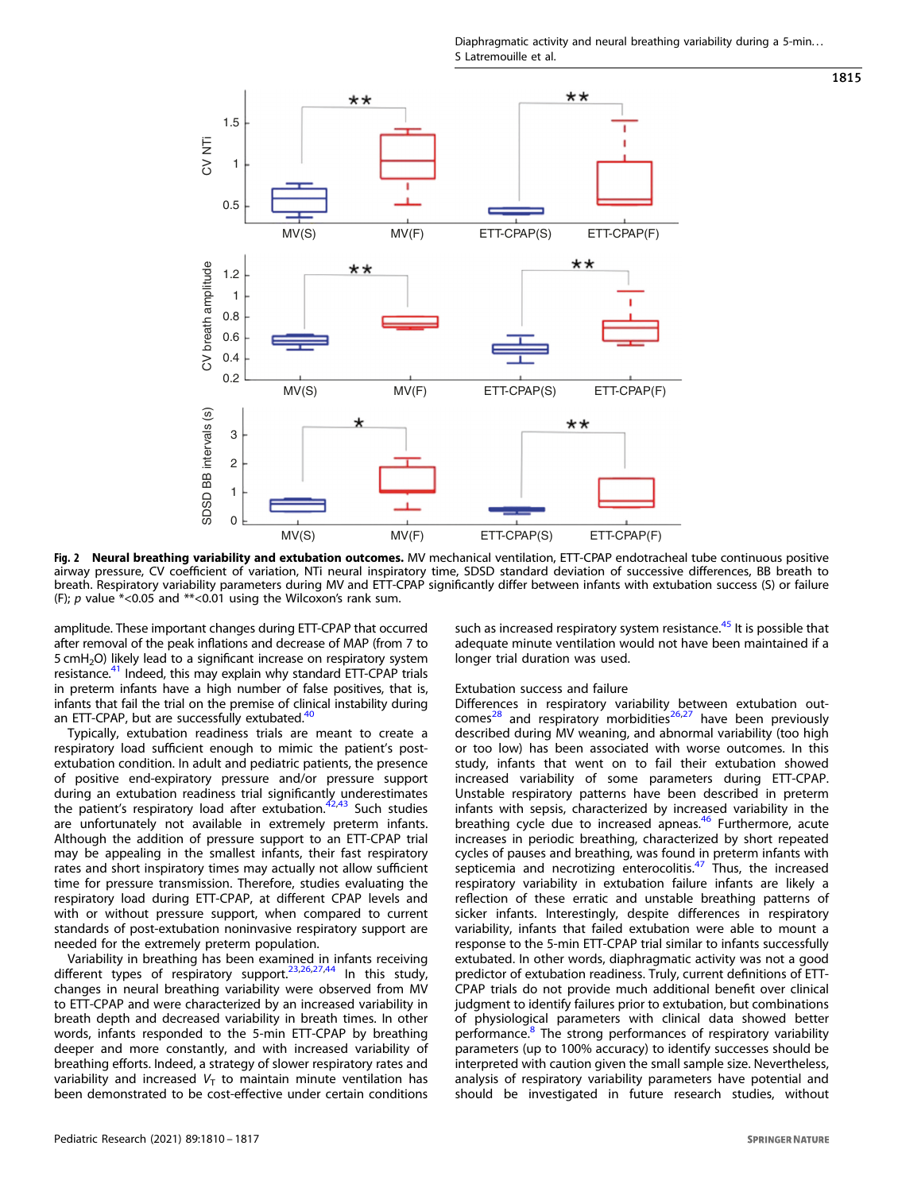**Fig. 2 Neural breathing variability and extubation outcomes.** MV mechanical ventilation, ETT-CPAP endotracheal tube continuous positive airway pressure, CV coefficient of variation, NTi neural inspiratory time, SDSD standard deviation of successive differences, BB breath to breath. Respiratory variability parameters during MV and ETT-CPAP significantly differ between infants with extubation success (S) or failure (F); *p* value *<0.05 and **<0.01 using the Wilcoxon's rank sum.

amplitude. These important changes during ETT-CPAP that occurred after removal of the peak inflations and decrease of MAP (from 7 to 5 cm$H_2O$) likely lead to a significant increase on respiratory system resistance.[41] Indeed, this may explain why standard ETT-CPAP trials in preterm infants have a high number of false positives, that is, infants that fail the trial on the premise of clinical instability during an ETT-CPAP, but are successfully extubated.[40]

Typically, extubation readiness trials are meant to create a respiratory load sufficient enough to mimic the patient's post-extubation condition. In adult and pediatric patients, the presence of positive end-expiratory pressure and/or pressure support during an extubation readiness trial significantly underestimates the patient's respiratory load after extubation.[42,43] Such studies are unfortunately not available in extremely preterm infants. Although the addition of pressure support to an ETT-CPAP trial may be appealing in the smallest infants, their fast respiratory rates and short inspiratory times may actually not allow sufficient time for pressure transmission. Therefore, studies evaluating the respiratory load during ETT-CPAP, at different CPAP levels and with or without pressure support, when compared to current standards of post-extubation noninvasive respiratory support are needed for the extremely preterm population.

Variability in breathing has been examined in infants receiving different types of respiratory support.[23,26,27,44] In this study, changes in neural breathing variability were observed from MV to ETT-CPAP and were characterized by an increased variability in breath depth and decreased variability in breath times. In other words, infants responded to the 5-min ETT-CPAP by breathing deeper and more constantly, and with increased variability of breathing efforts. Indeed, a strategy of slower respiratory rates and variability and increased $V_T$ to maintain minute ventilation has been demonstrated to be cost-effective under certain conditions such as increased respiratory system resistance.[45] It is possible that adequate minute ventilation would not have been maintained if a longer trial duration was used.

### Extubation success and failure

Differences in respiratory variability between extubation outcomes[28] and respiratory morbidities[26,27] have been previously described during MV weaning, and abnormal variability (too high or too low) has been associated with worse outcomes. In this study, infants that went on to fail their extubation showed increased variability of some parameters during ETT-CPAP. Unstable respiratory patterns have been described in preterm infants with sepsis, characterized by increased variability in the breathing cycle due to increased apneas.[46] Furthermore, acute increases in periodic breathing, characterized by short repeated cycles of pauses and breathing, was found in preterm infants with septicemia and necrotizing enterocolitis.[47] Thus, the increased respiratory variability in extubation failure infants are likely a reflection of these erratic and unstable breathing patterns of sicker infants. Interestingly, despite differences in respiratory variability, infants that failed extubation were able to mount a response to the 5-min ETT-CPAP trial similar to infants successfully extubated. In other words, diaphragmatic activity was not a good predictor of extubation readiness. Truly, current definitions of ETT-CPAP trials do not provide much additional benefit over clinical judgment to identify failures prior to extubation, but combinations of physiological parameters with clinical data showed better performance.[8] The strong performances of respiratory variability parameters (up to 100% accuracy) to identify successes should be interpreted with caution given the small sample size. Nevertheless, analysis of respiratory variability parameters have potential and should be investigated in future research studies, without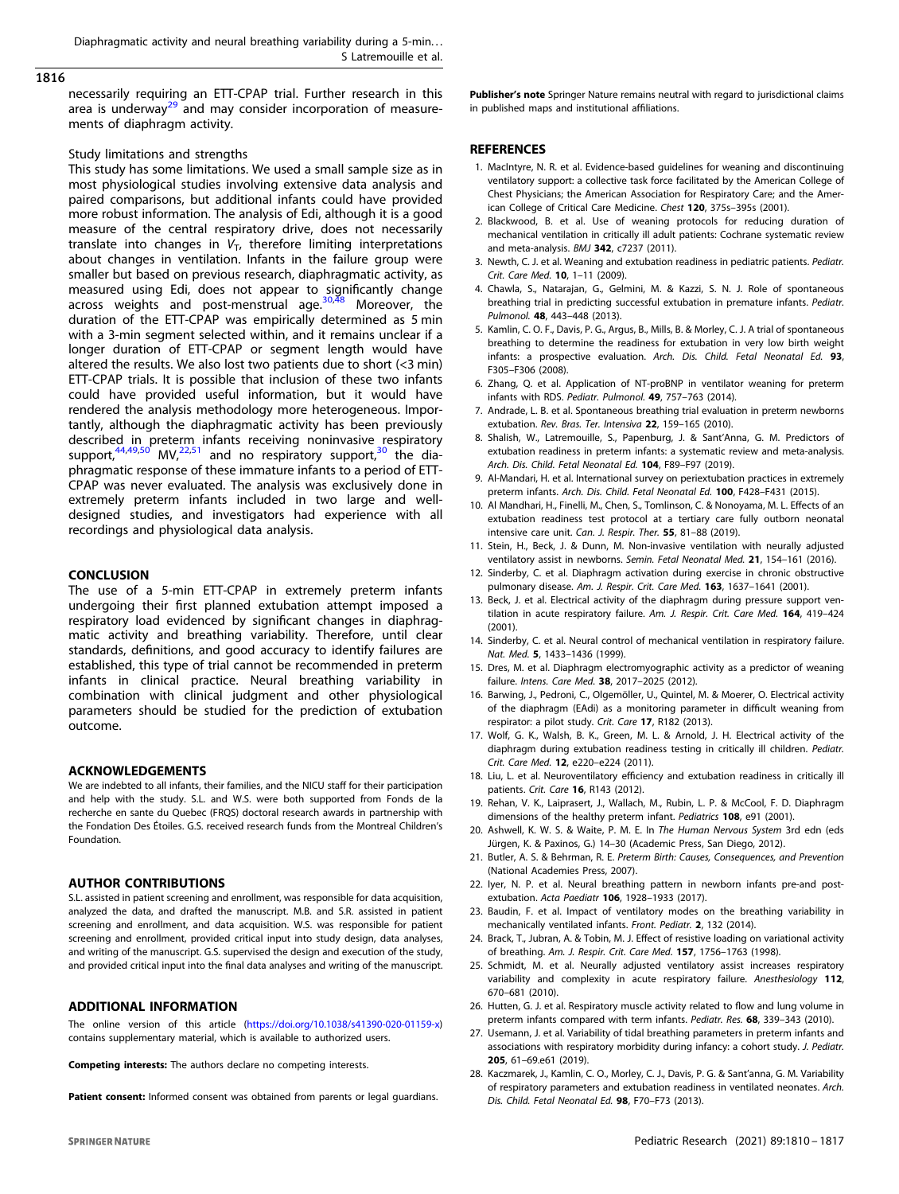necessarily requiring an ETT-CPAP trial. Further research in this area is underway[29] and may consider incorporation of measurements of diaphragm activity.

### Study limitations and strengths

This study has some limitations. We used a small sample size as in most physiological studies involving extensive data analysis and paired comparisons, but additional infants could have provided more robust information. The analysis of Edi, although it is a good measure of the central respiratory drive, does not necessarily translate into changes in $V_T$, therefore limiting interpretations about changes in ventilation. Infants in the failure group were smaller but based on previous research, diaphragmatic activity, as measured using Edi, does not appear to significantly change across weights and post-menstrual age.[30,48] Moreover, the duration of the ETT-CPAP was empirically determined as 5 min with a 3-min segment selected within, and it remains unclear if a longer duration of ETT-CPAP or segment length would have altered the results. We also lost two patients due to short (<3 min) ETT-CPAP trials. It is possible that inclusion of these two infants could have provided useful information, but it would have rendered the analysis methodology more heterogeneous. Importantly, although the diaphragmatic activity has been previously described in preterm infants receiving noninvasive respiratory support,[44,49,50] MV,[22,51] and no respiratory support,[30] the diaphragmatic response of these immature infants to a period of ETT-CPAP was never evaluated. The analysis was exclusively done in extremely preterm infants included in two large and well-designed studies, and investigators had experience with all recordings and physiological data analysis.

## CONCLUSION

The use of a 5-min ETT-CPAP in extremely preterm infants undergoing their first planned extubation attempt imposed a respiratory load evidenced by significant changes in diaphragmatic activity and breathing variability. Therefore, until clear standards, definitions, and good accuracy to identify failures are established, this type of trial cannot be recommended in preterm infants in clinical practice. Neural breathing variability in combination with clinical judgment and other physiological parameters should be studied for the prediction of extubation outcome.

## ACKNOWLEDGEMENTS

We are indebted to all infants, their families, and the NICU staff for their participation and help with the study. S.L. and W.S. were both supported from Fonds de la recherche en sante du Quebec (FRQS) doctoral research awards in partnership with the Fondation Des Étoiles. G.S. received research funds from the Montreal Children's Foundation.

## AUTHOR CONTRIBUTIONS

S.L. assisted in patient screening and enrollment, was responsible for data acquisition, analyzed the data, and drafted the manuscript. M.B. and S.R. assisted in patient screening and enrollment, and data acquisition. W.S. was responsible for patient screening and enrollment, provided critical input into study design, data analyses, and writing of the manuscript. G.S. supervised the design and execution of the study, and provided critical input into the final data analyses and writing of the manuscript.

## ADDITIONAL INFORMATION

The online version of this article (https://doi.org/10.1038/s41390-020-01159-x) contains supplementary material, which is available to authorized users.

**Competing interests:** The authors declare no competing interests.

**Patient consent:** Informed consent was obtained from parents or legal guardians.

**Publisher's note** Springer Nature remains neutral with regard to jurisdictional claims in published maps and institutional affiliations.

## REFERENCES

1. MacIntyre, N. R. et al. Evidence-based guidelines for weaning and discontinuing ventilatory support: a collective task force facilitated by the American College of Chest Physicians; the American Association for Respiratory Care; and the American College of Critical Care Medicine. *Chest* **120**, 375s–395s (2001).
2. Blackwood, B. et al. Use of weaning protocols for reducing duration of mechanical ventilation in critically ill adult patients: Cochrane systematic review and meta-analysis. *BMJ* **342**, c7237 (2011).
3. Newth, C. J. et al. Weaning and extubation readiness in pediatric patients. *Pediatr. Crit. Care Med.* **10**, 1–11 (2009).
4. Chawla, S., Natarajan, G., Gelmini, M. & Kazzi, S. N. J. Role of spontaneous breathing trial in predicting successful extubation in premature infants. *Pediatr. Pulmonol.* **48**, 443–448 (2013).
5. Kamlin, C. O. F., Davis, P. G., Argus, B., Mills, B. & Morley, C. J. A trial of spontaneous breathing to determine the readiness for extubation in very low birth weight infants: a prospective evaluation. *Arch. Dis. Child. Fetal Neonatal Ed.* **93**, F305–F306 (2008).
6. Zhang, Q. et al. Application of NT-proBNP in ventilator weaning for preterm infants with RDS. *Pediatr. Pulmonol.* **49**, 757–763 (2014).
7. Andrade, L. B. et al. Spontaneous breathing trial evaluation in preterm newborns extubation. *Rev. Bras. Ter. Intensiva* **22**, 159–165 (2010).
8. Shalish, W., Latremouille, S., Papenburg, J. & Sant'Anna, G. M. Predictors of extubation readiness in preterm infants: a systematic review and meta-analysis. *Arch. Dis. Child. Fetal Neonatal Ed.* **104**, F89–F97 (2019).
9. Al-Mandari, H. et al. International survey on periextubation practices in extremely preterm infants. *Arch. Dis. Child. Fetal Neonatal Ed.* **100**, F428–F431 (2015).
10. Al Mandhari, H., Finelli, M., Chen, S., Tomlinson, C. & Nonoyama, M. L. Effects of an extubation readiness test protocol at a tertiary care fully outborn neonatal intensive care unit. *Can. J. Respir. Ther.* **55**, 81–88 (2019).
11. Stein, H., Beck, J. & Dunn, M. Non-invasive ventilation with neurally adjusted ventilatory assist in newborns. *Semin. Fetal Neonatal Med.* **21**, 154–161 (2016).
12. Sinderby, C. et al. Diaphragm activation during exercise in chronic obstructive pulmonary disease. *Am. J. Respir. Crit. Care Med.* **163**, 1637–1641 (2001).
13. Beck, J. et al. Electrical activity of the diaphragm during pressure support ventilation in acute respiratory failure. *Am. J. Respir. Crit. Care Med.* **164**, 419–424 (2001).
14. Sinderby, C. et al. Neural control of mechanical ventilation in respiratory failure. *Nat. Med.* **5**, 1433–1436 (1999).
15. Dres, M. et al. Diaphragm electromyographic activity as a predictor of weaning failure. *Intens. Care Med.* **38**, 2017–2025 (2012).
16. Barwing, J., Pedroni, C., Olgemöller, U., Quintel, M. & Moerer, O. Electrical activity of the diaphragm (EAdi) as a monitoring parameter in difficult weaning from respirator: a pilot study. *Crit. Care* **17**, R182 (2013).
17. Wolf, G. K., Walsh, B. K., Green, M. L. & Arnold, J. H. Electrical activity of the diaphragm during extubation readiness testing in critically ill children. *Pediatr. Crit. Care Med.* **12**, e220–e224 (2011).
18. Liu, L. et al. Neuroventilatory efficiency and extubation readiness in critically ill patients. *Crit. Care* **16**, R143 (2012).
19. Rehan, V. K., Laiprasert, J., Wallach, M., Rubin, L. P. & McCool, F. D. Diaphragm dimensions of the healthy preterm infant. *Pediatrics* **108**, e91 (2001).
20. Ashwell, K. W. S. & Waite, P. M. E. In *The Human Nervous System* 3rd edn (eds Jürgen, K. & Paxinos, G.) 14–30 (Academic Press, San Diego, 2012).
21. Butler, A. S. & Behrman, R. E. *Preterm Birth: Causes, Consequences, and Prevention* (National Academies Press, 2007).
22. Iyer, N. P. et al. Neural breathing pattern in newborn infants pre-and post-extubation. *Acta Paediatr* **106**, 1928–1933 (2017).
23. Baudin, F. et al. Impact of ventilatory modes on the breathing variability in mechanically ventilated infants. *Front. Pediatr.* **2**, 132 (2014).
24. Brack, T., Jubran, A. & Tobin, M. J. Effect of resistive loading on variational activity of breathing. *Am. J. Respir. Crit. Care Med.* **157**, 1756–1763 (1998).
25. Schmidt, M. et al. Neurally adjusted ventilatory assist increases respiratory variability and complexity in acute respiratory failure. *Anesthesiology* **112**, 670–681 (2010).
26. Hutten, G. J. et al. Respiratory muscle activity related to flow and lung volume in preterm infants compared with term infants. *Pediatr. Res.* **68**, 339–343 (2010).
27. Usemann, J. et al. Variability of tidal breathing parameters in preterm infants and associations with respiratory morbidity during infancy: a cohort study. *J. Pediatr.* **205**, 61–69.e61 (2019).
28. Kaczmarek, J., Kamlin, C. O., Morley, C. J., Davis, P. G. & Sant'anna, G. M. Variability of respiratory parameters and extubation readiness in ventilated neonates. *Arch. Dis. Child. Fetal Neonatal Ed.* **98**, F70–F73 (2013).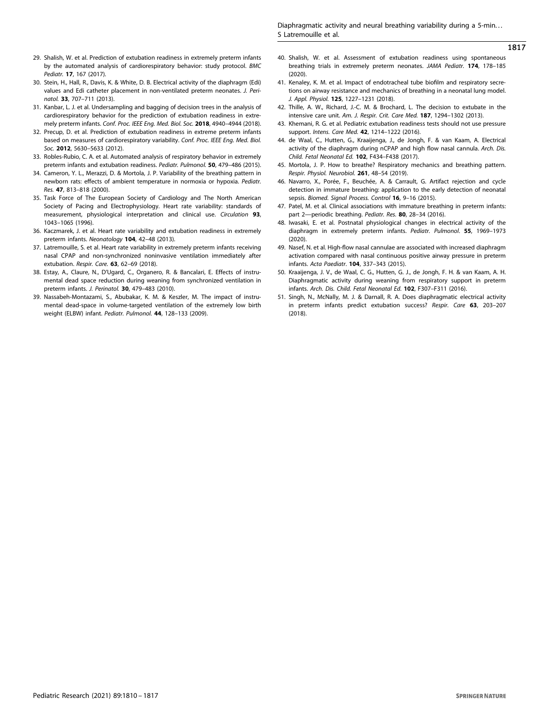29. Shalish, W. et al. Prediction of extubation readiness in extremely preterm infants by the automated analysis of cardiorespiratory behavior: study protocol. *BMC Pediatr.* **17**, 167 (2017).
30. Stein, H., Hall, R., Davis, K. & White, D. B. Electrical activity of the diaphragm (Edi) values and Edi catheter placement in non-ventilated preterm neonates. *J. Perinatol.* **33**, 707–711 (2013).
31. Kanbar, L. J. et al. Undersampling and bagging of decision trees in the analysis of cardiorespiratory behavior for the prediction of extubation readiness in extremely preterm infants. *Conf. Proc. IEEE Eng. Med. Biol. Soc.* **2018**, 4940–4944 (2018).
32. Precup, D. et al. Prediction of extubation readiness in extreme preterm infants based on measures of cardiorespiratory variability. *Conf. Proc. IEEE Eng. Med. Biol. Soc.* **2012**, 5630–5633 (2012).
33. Robles-Rubio, C. A. et al. Automated analysis of respiratory behavior in extremely preterm infants and extubation readiness. *Pediatr. Pulmonol.* **50**, 479–486 (2015).
34. Cameron, Y. L., Merazzi, D. & Mortola, J. P. Variability of the breathing pattern in newborn rats: effects of ambient temperature in normoxia or hypoxia. *Pediatr. Res.* **47**, 813–818 (2000).
35. Task Force of The European Society of Cardiology and The North American Society of Pacing and Electrophysiology. Heart rate variability: standards of measurement, physiological interpretation and clinical use. *Circulation* **93**, 1043–1065 (1996).
36. Kaczmarek, J. et al. Heart rate variability and extubation readiness in extremely preterm infants. *Neonatology* **104**, 42–48 (2013).
37. Latremouille, S. et al. Heart rate variability in extremely preterm infants receiving nasal CPAP and non-synchronized noninvasive ventilation immediately after extubation. *Respir. Care.* **63**, 62–69 (2018).
38. Estay, A., Claure, N., D'Ugard, C., Organero, R. & Bancalari, E. Effects of instrumental dead space reduction during weaning from synchronized ventilation in preterm infants. *J. Perinatol.* **30**, 479–483 (2010).
39. Nassabeh-Montazami, S., Abubakar, K. M. & Keszler, M. The impact of instrumental dead-space in volume-targeted ventilation of the extremely low birth weight (ELBW) infant. *Pediatr. Pulmonol.* **44**, 128–133 (2009).
40. Shalish, W. et al. Assessment of extubation readiness using spontaneous breathing trials in extremely preterm neonates. *JAMA Pediatr.* **174**, 178–185 (2020).
41. Kenaley, K. M. et al. Impact of endotracheal tube biofilm and respiratory secretions on airway resistance and mechanics of breathing in a neonatal lung model. *J. Appl. Physiol.* **125**, 1227–1231 (2018).
42. Thille, A. W., Richard, J.-C. M. & Brochard, L. The decision to extubate in the intensive care unit. *Am. J. Respir. Crit. Care Med.* **187**, 1294–1302 (2013).
43. Khemani, R. G. et al. Pediatric extubation readiness tests should not use pressure support. *Intens. Care Med.* **42**, 1214–1222 (2016).
44. de Waal, C., Hutten, G., Kraaijenga, J., de Jongh, F. & van Kaam, A. Electrical activity of the diaphragm during nCPAP and high flow nasal cannula. *Arch. Dis. Child. Fetal Neonatal Ed.* **102**, F434–F438 (2017).
45. Mortola, J. P. How to breathe? Respiratory mechanics and breathing pattern. *Respir. Physiol. Neurobiol.* **261**, 48–54 (2019).
46. Navarro, X., Porée, F., Beuchée, A. & Carrault, G. Artifact rejection and cycle detection in immature breathing: application to the early detection of neonatal sepsis. *Biomed. Signal Process. Control* **16**, 9–16 (2015).
47. Patel, M. et al. Clinical associations with immature breathing in preterm infants: part 2—periodic breathing. *Pediatr. Res.* **80**, 28–34 (2016).
48. Iwasaki, E. et al. Postnatal physiological changes in electrical activity of the diaphragm in extremely preterm infants. *Pediatr. Pulmonol*. **55**, 1969–1973 (2020).
49. Nasef, N. et al. High-flow nasal cannulae are associated with increased diaphragm activation compared with nasal continuous positive airway pressure in preterm infants. *Acta Paediatr*. **104**, 337–343 (2015).
50. Kraaijenga, J. V., de Waal, C. G., Hutten, G. J., de Jongh, F. H. & van Kaam, A. H. Diaphragmatic activity during weaning from respiratory support in preterm infants. *Arch. Dis. Child. Fetal Neonatal Ed.* **102**, F307–F311 (2016).
51. Singh, N., McNally, M. J. & Darnall, R. A. Does diaphragmatic electrical activity in preterm infants predict extubation success? *Respir. Care* **63**, 203–207 (2018).